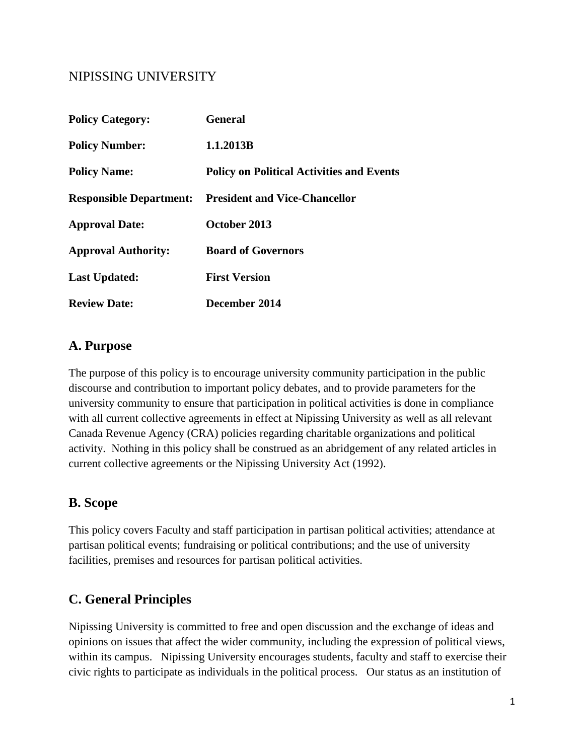NIPISSING UNIVERSITY

| | |
|---|---|
| **Policy Category:** | **General** |
| **Policy Number:** | **1.1.2013B** |
| **Policy Name:** | **Policy on Political Activities and Events** |
| **Responsible Department:** | **President and Vice-Chancellor** |
| **Approval Date:** | **October 2013** |
| **Approval Authority:** | **Board of Governors** |
| **Last Updated:** | **First Version** |
| **Review Date:** | **December 2014** |

## A. Purpose

The purpose of this policy is to encourage university community participation in the public discourse and contribution to important policy debates, and to provide parameters for the university community to ensure that participation in political activities is done in compliance with all current collective agreements in effect at Nipissing University as well as all relevant Canada Revenue Agency (CRA) policies regarding charitable organizations and political activity. Nothing in this policy shall be construed as an abridgement of any related articles in current collective agreements or the Nipissing University Act (1992).

## B. Scope

This policy covers Faculty and staff participation in partisan political activities; attendance at partisan political events; fundraising or political contributions; and the use of university facilities, premises and resources for partisan political activities.

## C. General Principles

Nipissing University is committed to free and open discussion and the exchange of ideas and opinions on issues that affect the wider community, including the expression of political views, within its campus. Nipissing University encourages students, faculty and staff to exercise their civic rights to participate as individuals in the political process. Our status as an institution of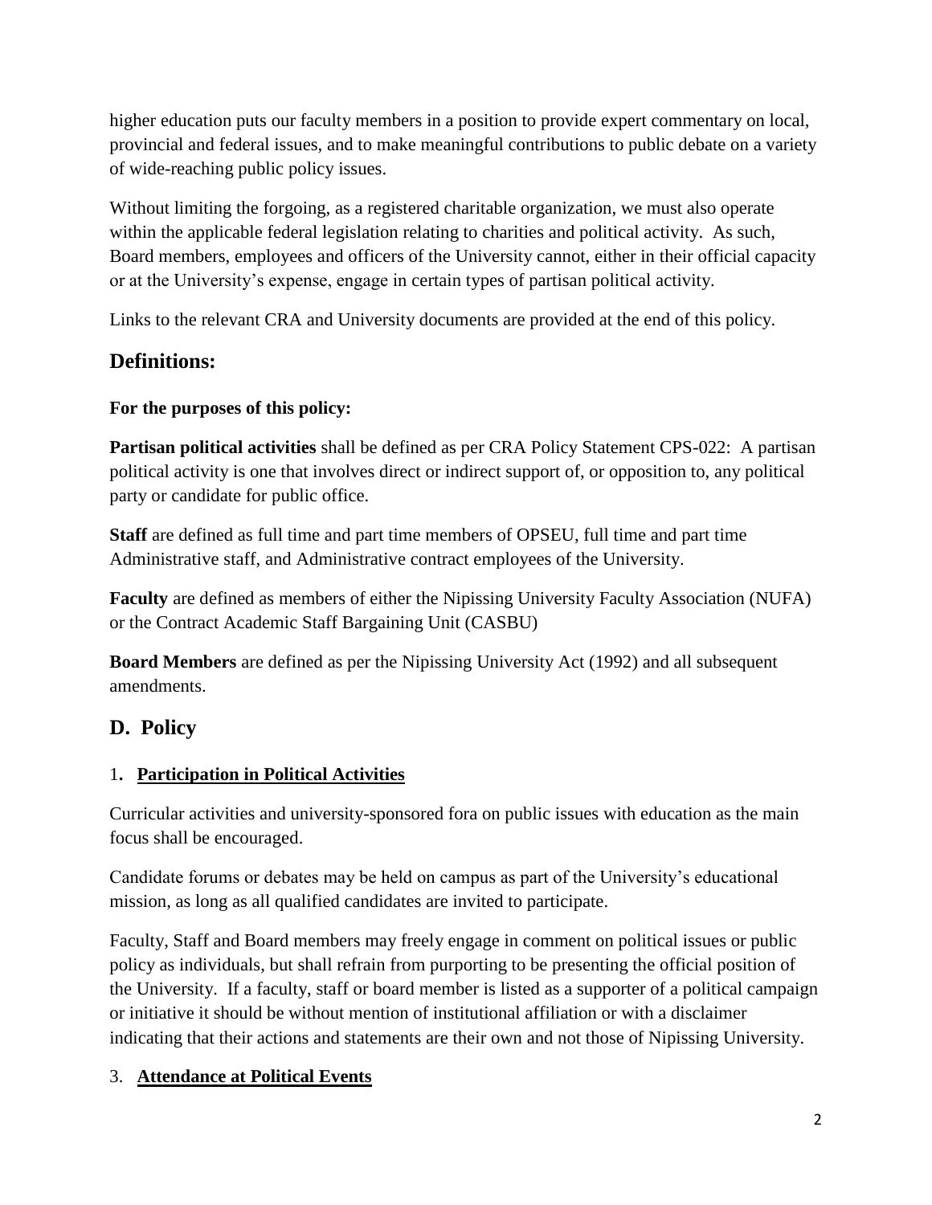higher education puts our faculty members in a position to provide expert commentary on local, provincial and federal issues, and to make meaningful contributions to public debate on a variety of wide-reaching public policy issues.

Without limiting the forgoing, as a registered charitable organization, we must also operate within the applicable federal legislation relating to charities and political activity. As such, Board members, employees and officers of the University cannot, either in their official capacity or at the University's expense, engage in certain types of partisan political activity.

Links to the relevant CRA and University documents are provided at the end of this policy.

## Definitions:

**For the purposes of this policy:**

**Partisan political activities** shall be defined as per CRA Policy Statement CPS-022: A partisan political activity is one that involves direct or indirect support of, or opposition to, any political party or candidate for public office.

**Staff** are defined as full time and part time members of OPSEU, full time and part time Administrative staff, and Administrative contract employees of the University.

**Faculty** are defined as members of either the Nipissing University Faculty Association (NUFA) or the Contract Academic Staff Bargaining Unit (CASBU)

**Board Members** are defined as per the Nipissing University Act (1992) and all subsequent amendments.

## D. Policy

### 1. <u>**Participation in Political Activities**</u>

Curricular activities and university-sponsored fora on public issues with education as the main focus shall be encouraged.

Candidate forums or debates may be held on campus as part of the University's educational mission, as long as all qualified candidates are invited to participate.

Faculty, Staff and Board members may freely engage in comment on political issues or public policy as individuals, but shall refrain from purporting to be presenting the official position of the University. If a faculty, staff or board member is listed as a supporter of a political campaign or initiative it should be without mention of institutional affiliation or with a disclaimer indicating that their actions and statements are their own and not those of Nipissing University.

### 3. <u>**Attendance at Political Events**</u>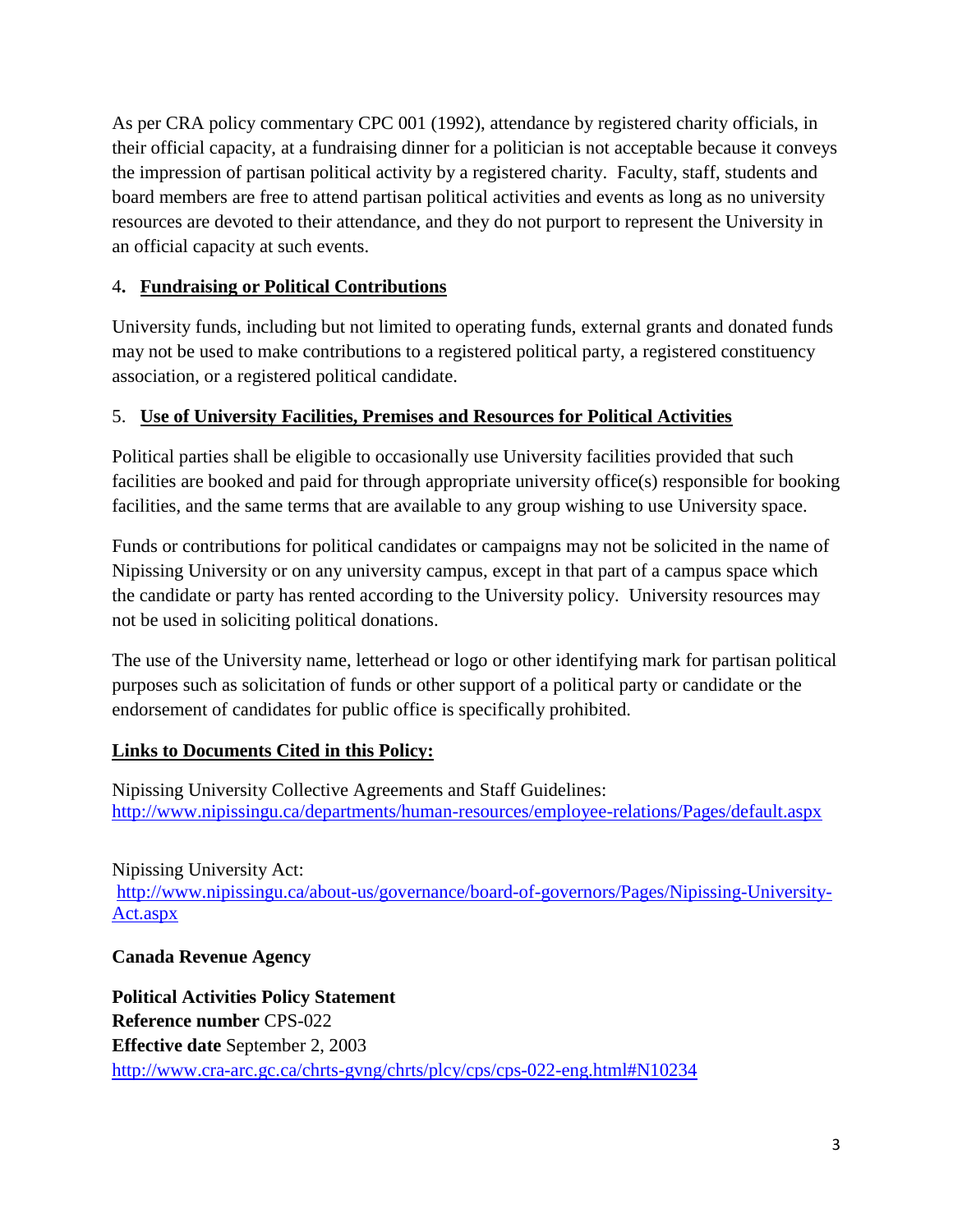As per CRA policy commentary CPC 001 (1992), attendance by registered charity officials, in their official capacity, at a fundraising dinner for a politician is not acceptable because it conveys the impression of partisan political activity by a registered charity. Faculty, staff, students and board members are free to attend partisan political activities and events as long as no university resources are devoted to their attendance, and they do not purport to represent the University in an official capacity at such events.

### 4. Fundraising or Political Contributions

University funds, including but not limited to operating funds, external grants and donated funds may not be used to make contributions to a registered political party, a registered constituency association, or a registered political candidate.

### 5. Use of University Facilities, Premises and Resources for Political Activities

Political parties shall be eligible to occasionally use University facilities provided that such facilities are booked and paid for through appropriate university office(s) responsible for booking facilities, and the same terms that are available to any group wishing to use University space.

Funds or contributions for political candidates or campaigns may not be solicited in the name of Nipissing University or on any university campus, except in that part of a campus space which the candidate or party has rented according to the University policy. University resources may not be used in soliciting political donations.

The use of the University name, letterhead or logo or other identifying mark for partisan political purposes such as solicitation of funds or other support of a political party or candidate or the endorsement of candidates for public office is specifically prohibited.

### Links to Documents Cited in this Policy:

Nipissing University Collective Agreements and Staff Guidelines:
http://www.nipissingu.ca/departments/human-resources/employee-relations/Pages/default.aspx

Nipissing University Act:
http://www.nipissingu.ca/about-us/governance/board-of-governors/Pages/Nipissing-University-Act.aspx

**Canada Revenue Agency**

**Political Activities Policy Statement**
**Reference number** CPS-022
**Effective date** September 2, 2003
http://www.cra-arc.gc.ca/chrts-gvng/chrts/plcy/cps/cps-022-eng.html#N10234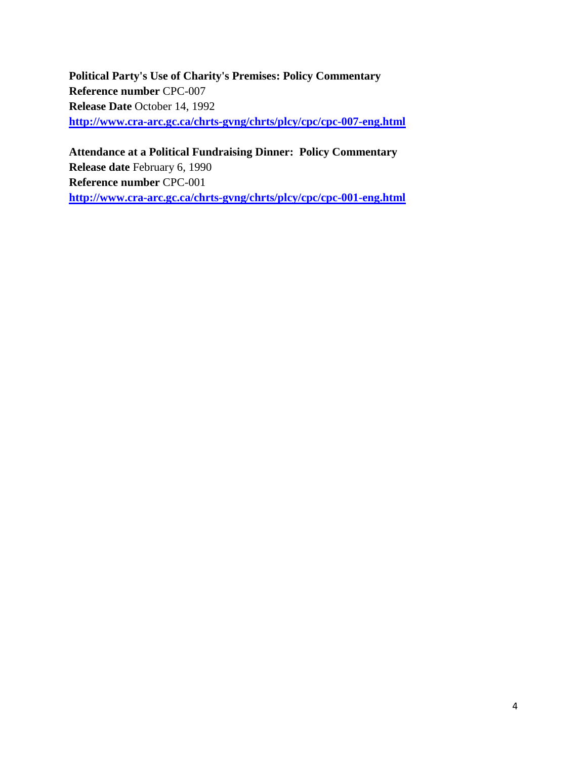**Political Party's Use of Charity's Premises: Policy Commentary**
**Reference number** CPC-007
**Release Date** October 14, 1992
**http://www.cra-arc.gc.ca/chrts-gvng/chrts/plcy/cpc/cpc-007-eng.html**

**Attendance at a Political Fundraising Dinner: Policy Commentary**
**Release date** February 6, 1990
**Reference number** CPC-001
**http://www.cra-arc.gc.ca/chrts-gvng/chrts/plcy/cpc/cpc-001-eng.html**